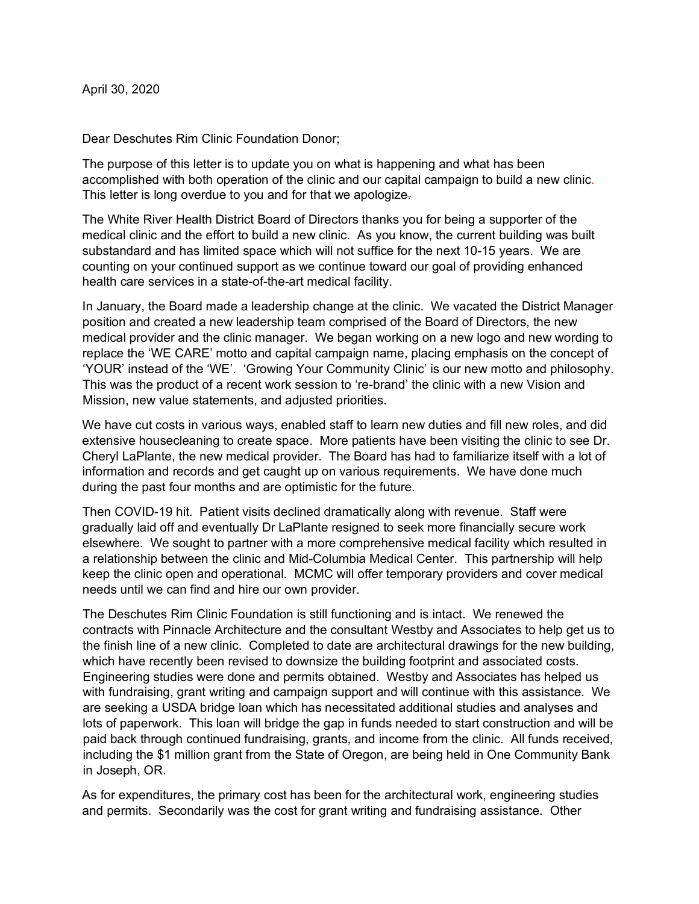April 30, 2020

Dear Deschutes Rim Clinic Foundation Donor;

The purpose of this letter is to update you on what is happening and what has been accomplished with both operation of the clinic and our capital campaign to build a new clinic. This letter is long overdue to you and for that we apologize.

The White River Health District Board of Directors thanks you for being a supporter of the medical clinic and the effort to build a new clinic. As you know, the current building was built substandard and has limited space which will not suffice for the next 10-15 years. We are counting on your continued support as we continue toward our goal of providing enhanced health care services in a state-of-the-art medical facility.

In January, the Board made a leadership change at the clinic. We vacated the District Manager position and created a new leadership team comprised of the Board of Directors, the new medical provider and the clinic manager. We began working on a new logo and new wording to replace the 'WE CARE' motto and capital campaign name, placing emphasis on the concept of 'YOUR' instead of the 'WE'. 'Growing Your Community Clinic' is our new motto and philosophy. This was the product of a recent work session to 're-brand' the clinic with a new Vision and Mission, new value statements, and adjusted priorities.

We have cut costs in various ways, enabled staff to learn new duties and fill new roles, and did extensive housecleaning to create space. More patients have been visiting the clinic to see Dr. Cheryl LaPlante, the new medical provider. The Board has had to familiarize itself with a lot of information and records and get caught up on various requirements. We have done much during the past four months and are optimistic for the future.

Then COVID-19 hit. Patient visits declined dramatically along with revenue. Staff were gradually laid off and eventually Dr LaPlante resigned to seek more financially secure work elsewhere. We sought to partner with a more comprehensive medical facility which resulted in a relationship between the clinic and Mid-Columbia Medical Center. This partnership will help keep the clinic open and operational. MCMC will offer temporary providers and cover medical needs until we can find and hire our own provider.

The Deschutes Rim Clinic Foundation is still functioning and is intact. We renewed the contracts with Pinnacle Architecture and the consultant Westby and Associates to help get us to the finish line of a new clinic. Completed to date are architectural drawings for the new building, which have recently been revised to downsize the building footprint and associated costs. Engineering studies were done and permits obtained. Westby and Associates has helped us with fundraising, grant writing and campaign support and will continue with this assistance. We are seeking a USDA bridge loan which has necessitated additional studies and analyses and lots of paperwork. This loan will bridge the gap in funds needed to start construction and will be paid back through continued fundraising, grants, and income from the clinic. All funds received, including the $1 million grant from the State of Oregon, are being held in One Community Bank in Joseph, OR.

As for expenditures, the primary cost has been for the architectural work, engineering studies and permits. Secondarily was the cost for grant writing and fundraising assistance. Other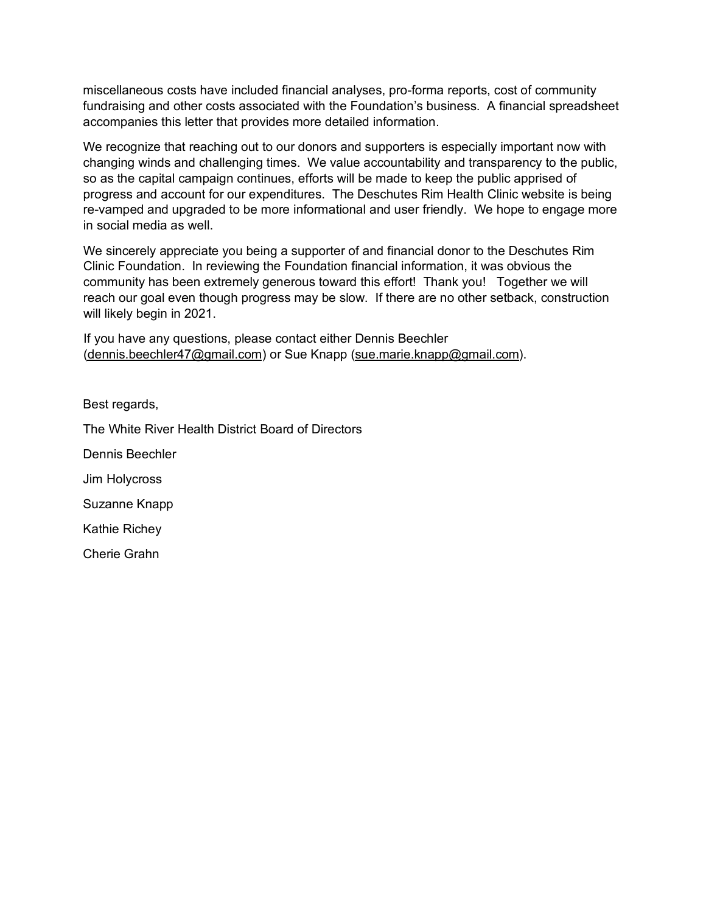miscellaneous costs have included financial analyses, pro-forma reports, cost of community fundraising and other costs associated with the Foundation's business. A financial spreadsheet accompanies this letter that provides more detailed information.

We recognize that reaching out to our donors and supporters is especially important now with changing winds and challenging times. We value accountability and transparency to the public, so as the capital campaign continues, efforts will be made to keep the public apprised of progress and account for our expenditures. The Deschutes Rim Health Clinic website is being re-vamped and upgraded to be more informational and user friendly. We hope to engage more in social media as well.

We sincerely appreciate you being a supporter of and financial donor to the Deschutes Rim Clinic Foundation. In reviewing the Foundation financial information, it was obvious the community has been extremely generous toward this effort! Thank you! Together we will reach our goal even though progress may be slow. If there are no other setback, construction will likely begin in 2021.

If you have any questions, please contact either Dennis Beechler (dennis.beechler47@gmail.com) or Sue Knapp (sue.marie.knapp@gmail.com).

Best regards,

The White River Health District Board of Directors

Dennis Beechler

Jim Holycross

Suzanne Knapp

Kathie Richey

Cherie Grahn